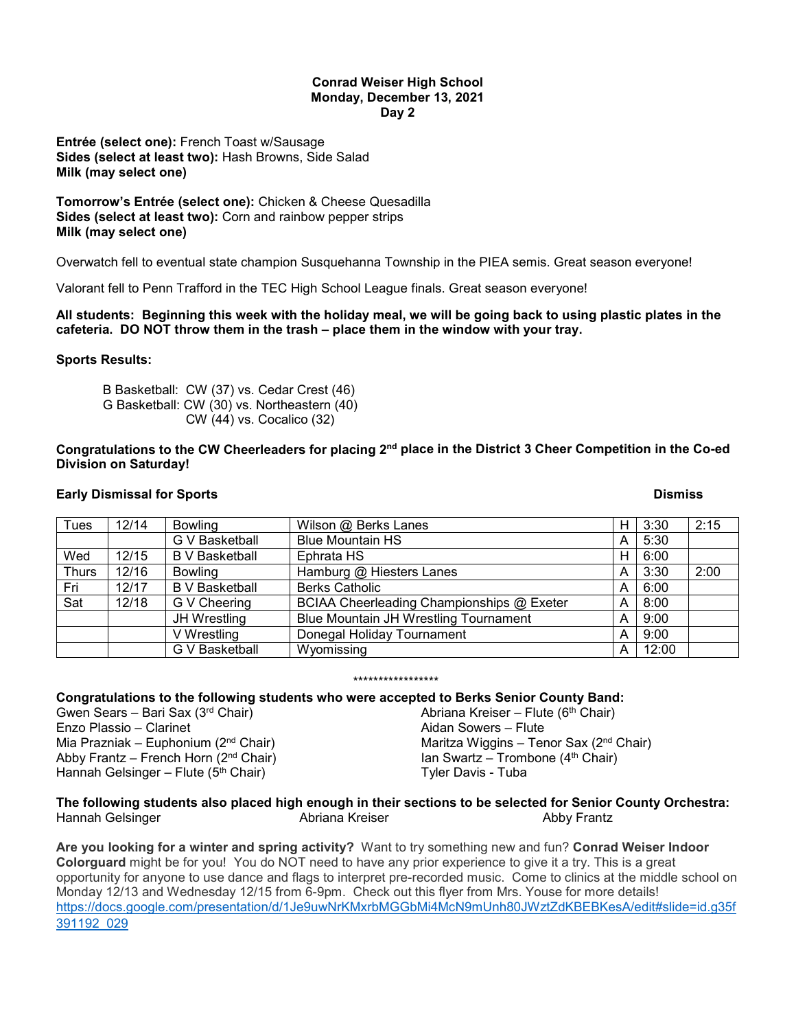**Conrad Weiser High School**
**Monday, December 13, 2021**
**Day 2**

**Entrée (select one):** French Toast w/Sausage
**Sides (select at least two):** Hash Browns, Side Salad
**Milk (may select one)**

**Tomorrow's Entrée (select one):** Chicken & Cheese Quesadilla
**Sides (select at least two):** Corn and rainbow pepper strips
**Milk (may select one)**

Overwatch fell to eventual state champion Susquehanna Township in the PIEA semis. Great season everyone!

Valorant fell to Penn Trafford in the TEC High School League finals. Great season everyone!

**All students: Beginning this week with the holiday meal, we will be going back to using plastic plates in the cafeteria. DO NOT throw them in the trash – place them in the window with your tray.**

**Sports Results:**

B Basketball: CW (37) vs. Cedar Crest (46)
G Basketball: CW (30) vs. Northeastern (40)
CW (44) vs. Cocalico (32)

**Congratulations to the CW Cheerleaders for placing 2nd place in the District 3 Cheer Competition in the Co-ed Division on Saturday!**

**Early Dismissal for Sports**

| | | | | | | Dismiss |
|---|---|---|---|---|---|---|
| Tues | 12/14 | Bowling | Wilson @ Berks Lanes | H | 3:30 | 2:15 |
| | | G V Basketball | Blue Mountain HS | A | 5:30 | |
| Wed | 12/15 | B V Basketball | Ephrata HS | H | 6:00 | |
| Thurs | 12/16 | Bowling | Hamburg @ Hiesters Lanes | A | 3:30 | 2:00 |
| Fri | 12/17 | B V Basketball | Berks Catholic | A | 6:00 | |
| Sat | 12/18 | G V Cheering | BCIAA Cheerleading Championships @ Exeter | A | 8:00 | |
| | | JH Wrestling | Blue Mountain JH Wrestling Tournament | A | 9:00 | |
| | | V Wrestling | Donegal Holiday Tournament | A | 9:00 | |
| | | G V Basketball | Wyomissing | A | 12:00 | |

*****************

**Congratulations to the following students who were accepted to Berks Senior County Band:**

Gwen Sears – Bari Sax (3rd Chair)
Enzo Plassio – Clarinet
Mia Prazniak – Euphonium (2nd Chair)
Abby Frantz – French Horn (2nd Chair)
Hannah Gelsinger – Flute (5th Chair)
Abriana Kreiser – Flute (6th Chair)
Aidan Sowers – Flute
Maritza Wiggins – Tenor Sax (2nd Chair)
Ian Swartz – Trombone (4th Chair)
Tyler Davis - Tuba

**The following students also placed high enough in their sections to be selected for Senior County Orchestra:**
Hannah Gelsinger Abriana Kreiser Abby Frantz

**Are you looking for a winter and spring activity?** Want to try something new and fun? **Conrad Weiser Indoor Colorguard** might be for you! You do NOT need to have any prior experience to give it a try. This is a great opportunity for anyone to use dance and flags to interpret pre-recorded music. Come to clinics at the middle school on Monday 12/13 and Wednesday 12/15 from 6-9pm. Check out this flyer from Mrs. Youse for more details! https://docs.google.com/presentation/d/1Je9uwNrKMxrbMGGbMi4McN9mUnh80JWztZdKBEBKesA/edit#slide=id.g35f391192_029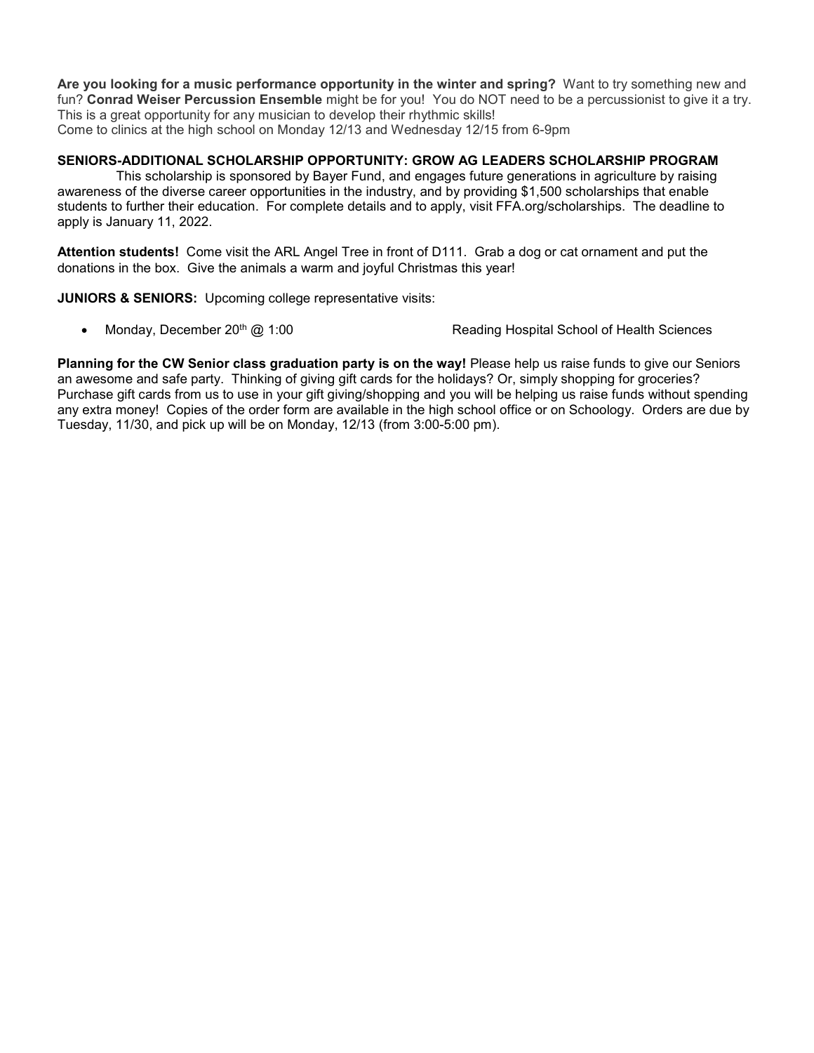**Are you looking for a music performance opportunity in the winter and spring?** Want to try something new and fun? **Conrad Weiser Percussion Ensemble** might be for you! You do NOT need to be a percussionist to give it a try. This is a great opportunity for any musician to develop their rhythmic skills!
Come to clinics at the high school on Monday 12/13 and Wednesday 12/15 from 6-9pm

**SENIORS-ADDITIONAL SCHOLARSHIP OPPORTUNITY: GROW AG LEADERS SCHOLARSHIP PROGRAM**

This scholarship is sponsored by Bayer Fund, and engages future generations in agriculture by raising awareness of the diverse career opportunities in the industry, and by providing $1,500 scholarships that enable students to further their education. For complete details and to apply, visit FFA.org/scholarships. The deadline to apply is January 11, 2022.

**Attention students!** Come visit the ARL Angel Tree in front of D111. Grab a dog or cat ornament and put the donations in the box. Give the animals a warm and joyful Christmas this year!

**JUNIORS & SENIORS:** Upcoming college representative visits:

- Monday, December 20th @ 1:00 — Reading Hospital School of Health Sciences

**Planning for the CW Senior class graduation party is on the way!** Please help us raise funds to give our Seniors an awesome and safe party. Thinking of giving gift cards for the holidays? Or, simply shopping for groceries? Purchase gift cards from us to use in your gift giving/shopping and you will be helping us raise funds without spending any extra money! Copies of the order form are available in the high school office or on Schoology. Orders are due by Tuesday, 11/30, and pick up will be on Monday, 12/13 (from 3:00-5:00 pm).